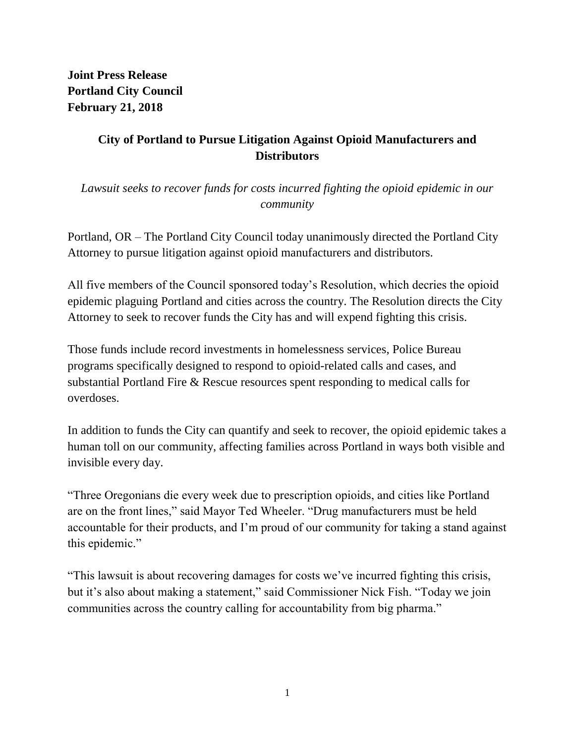**Joint Press Release**
**Portland City Council**
**February 21, 2018**

## City of Portland to Pursue Litigation Against Opioid Manufacturers and Distributors

*Lawsuit seeks to recover funds for costs incurred fighting the opioid epidemic in our community*

Portland, OR – The Portland City Council today unanimously directed the Portland City Attorney to pursue litigation against opioid manufacturers and distributors.

All five members of the Council sponsored today's Resolution, which decries the opioid epidemic plaguing Portland and cities across the country. The Resolution directs the City Attorney to seek to recover funds the City has and will expend fighting this crisis.

Those funds include record investments in homelessness services, Police Bureau programs specifically designed to respond to opioid-related calls and cases, and substantial Portland Fire & Rescue resources spent responding to medical calls for overdoses.

In addition to funds the City can quantify and seek to recover, the opioid epidemic takes a human toll on our community, affecting families across Portland in ways both visible and invisible every day.

"Three Oregonians die every week due to prescription opioids, and cities like Portland are on the front lines," said Mayor Ted Wheeler. "Drug manufacturers must be held accountable for their products, and I'm proud of our community for taking a stand against this epidemic."

"This lawsuit is about recovering damages for costs we've incurred fighting this crisis, but it's also about making a statement," said Commissioner Nick Fish. "Today we join communities across the country calling for accountability from big pharma."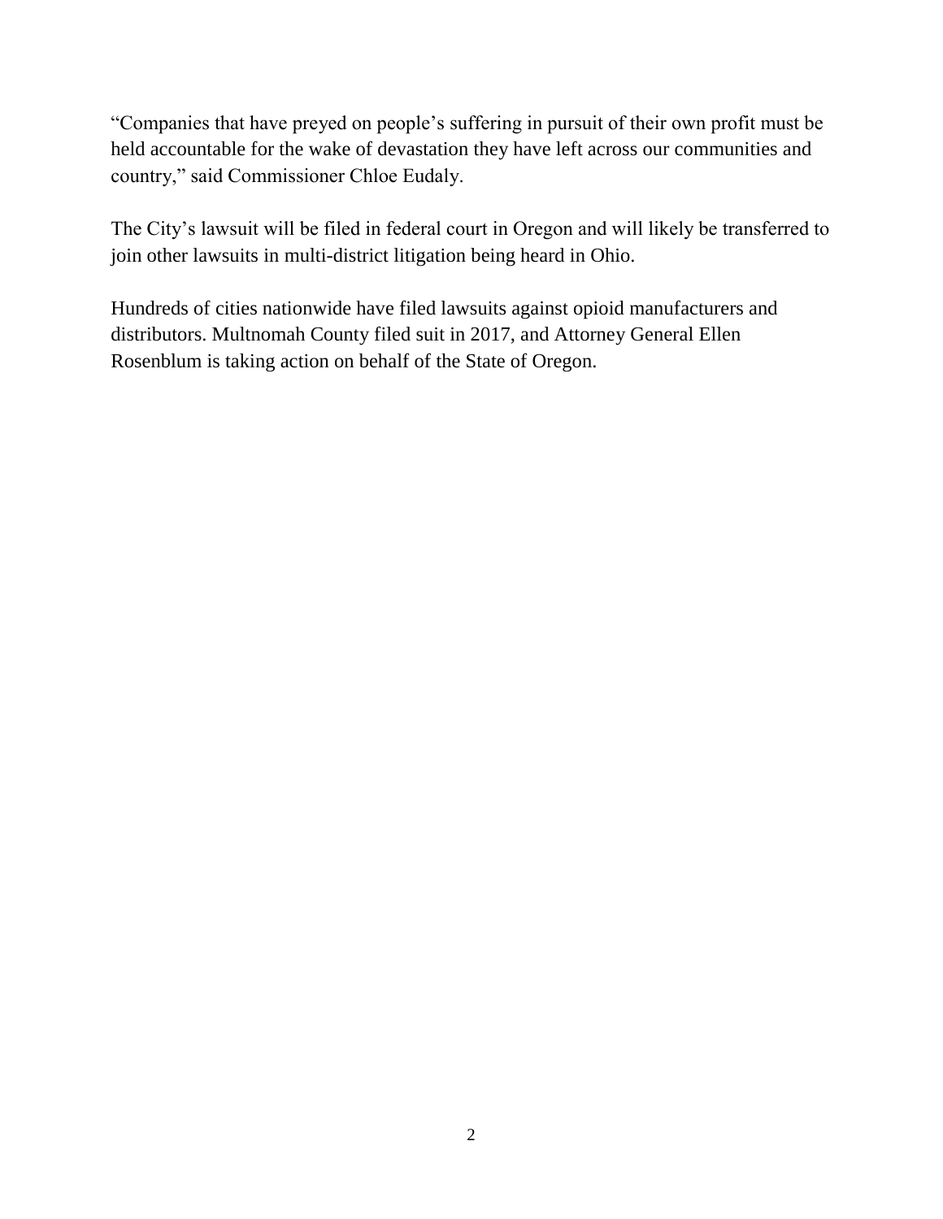"Companies that have preyed on people's suffering in pursuit of their own profit must be held accountable for the wake of devastation they have left across our communities and country," said Commissioner Chloe Eudaly.

The City's lawsuit will be filed in federal court in Oregon and will likely be transferred to join other lawsuits in multi-district litigation being heard in Ohio.

Hundreds of cities nationwide have filed lawsuits against opioid manufacturers and distributors. Multnomah County filed suit in 2017, and Attorney General Ellen Rosenblum is taking action on behalf of the State of Oregon.